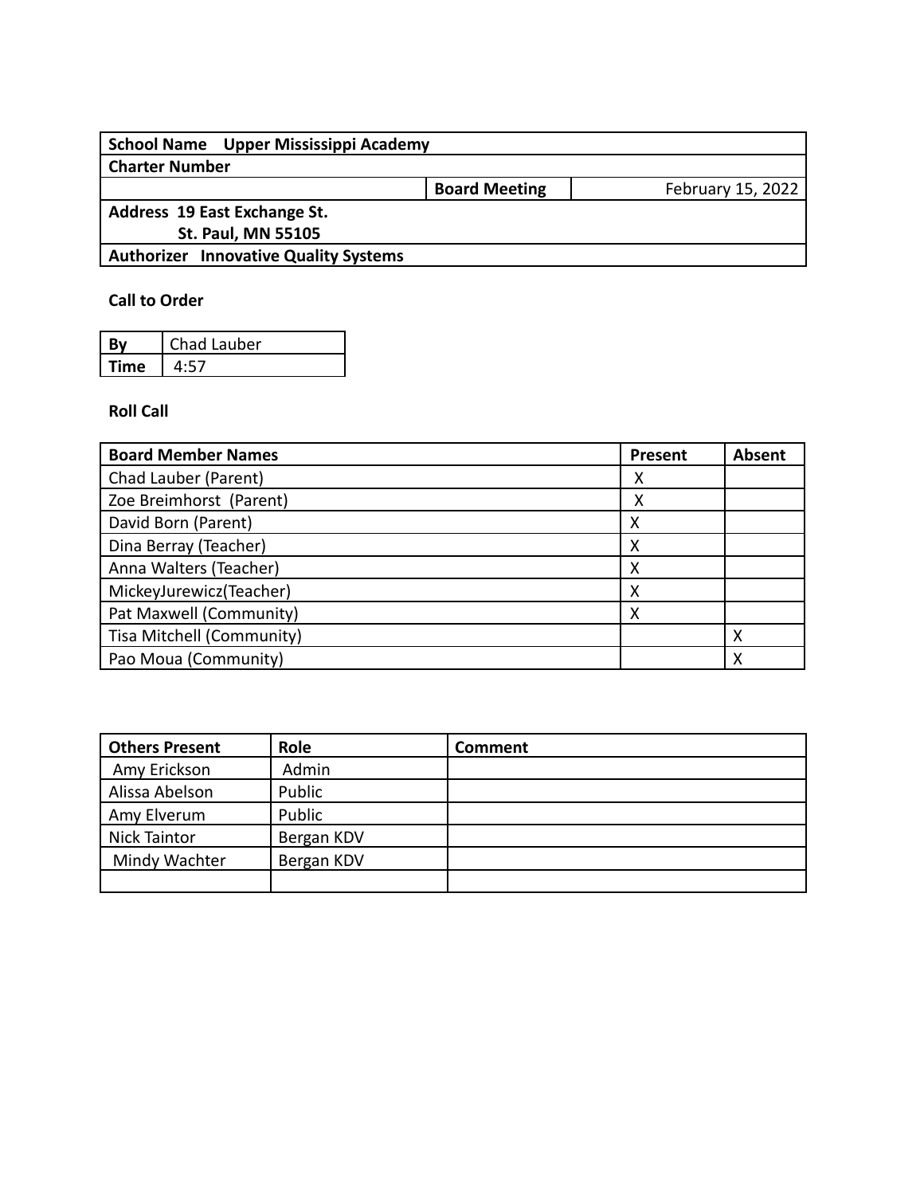| School Name Upper Mississippi Academy | | |
|---|---|---|
| **Charter Number** | | |
| | **Board Meeting** | February 15, 2022 |
| **Address 19 East Exchange St.<br>St. Paul, MN 55105** | | |
| **Authorizer Innovative Quality Systems** | | |

**Call to Order**

| By | Chad Lauber |
|---|---|
| **Time** | 4:57 |

**Roll Call**

| Board Member Names | Present | Absent |
|---|---|---|
| Chad Lauber (Parent) | X | |
| Zoe Breimhorst (Parent) | X | |
| David Born (Parent) | X | |
| Dina Berray (Teacher) | X | |
| Anna Walters (Teacher) | X | |
| MickeyJurewicz(Teacher) | X | |
| Pat Maxwell (Community) | X | |
| Tisa Mitchell (Community) | | X |
| Pao Moua (Community) | | X |

| Others Present | Role | Comment |
|---|---|---|
| Amy Erickson | Admin | |
| Alissa Abelson | Public | |
| Amy Elverum | Public | |
| Nick Taintor | Bergan KDV | |
| Mindy Wachter | Bergan KDV | |
| | | |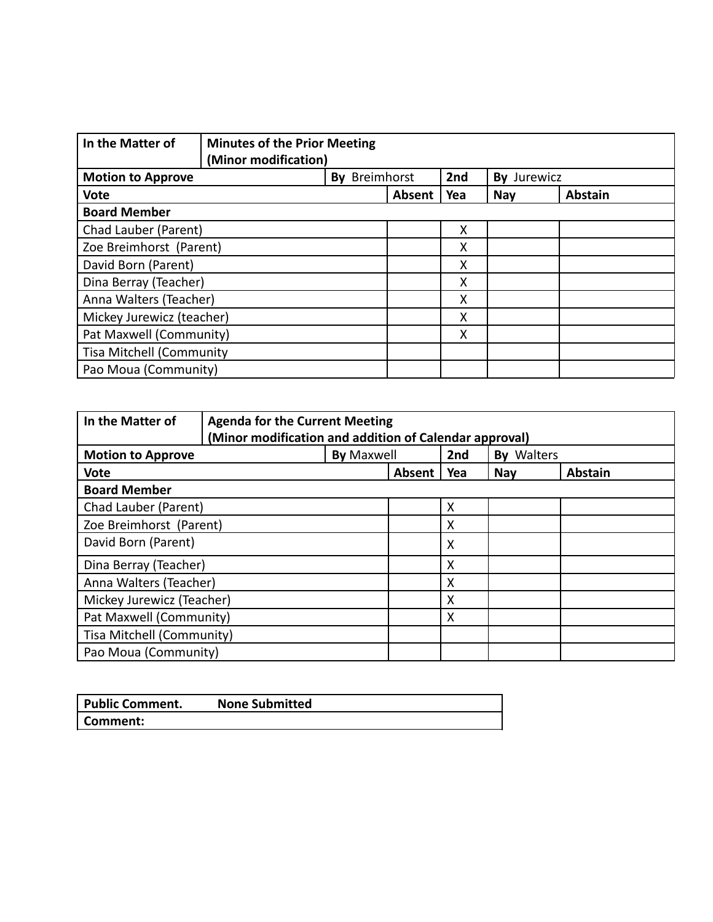| In the Matter of | Minutes of the Prior Meeting (Minor modification) | | | | |
|---|---|---|---|---|---|
| **Motion to Approve** | | **By** Breimhorst | **2nd** | **By** Jurewicz | |
| **Vote** | | **Absent** | **Yea** | **Nay** | **Abstain** |
| **Board Member** | | | | | |
| Chad Lauber (Parent) | | | X | | |
| Zoe Breimhorst (Parent) | | | X | | |
| David Born (Parent) | | | X | | |
| Dina Berray (Teacher) | | | X | | |
| Anna Walters (Teacher) | | | X | | |
| Mickey Jurewicz (teacher) | | | X | | |
| Pat Maxwell (Community) | | | X | | |
| Tisa Mitchell (Community | | | | | |
| Pao Moua (Community) | | | | | |

| In the Matter of | Agenda for the Current Meeting (Minor modification and addition of Calendar approval) | | | | |
|---|---|---|---|---|---|
| **Motion to Approve** | | **By** Maxwell | **2nd** | **By** Walters | |
| **Vote** | | **Absent** | **Yea** | **Nay** | **Abstain** |
| **Board Member** | | | | | |
| Chad Lauber (Parent) | | | X | | |
| Zoe Breimhorst (Parent) | | | X | | |
| David Born (Parent) | | | X | | |
| Dina Berray (Teacher) | | | X | | |
| Anna Walters (Teacher) | | | X | | |
| Mickey Jurewicz (Teacher) | | | X | | |
| Pat Maxwell (Community) | | | X | | |
| Tisa Mitchell (Community) | | | | | |
| Pao Moua (Community) | | | | | |

| Public Comment. | None Submitted |
|---|---|
| **Comment:** | |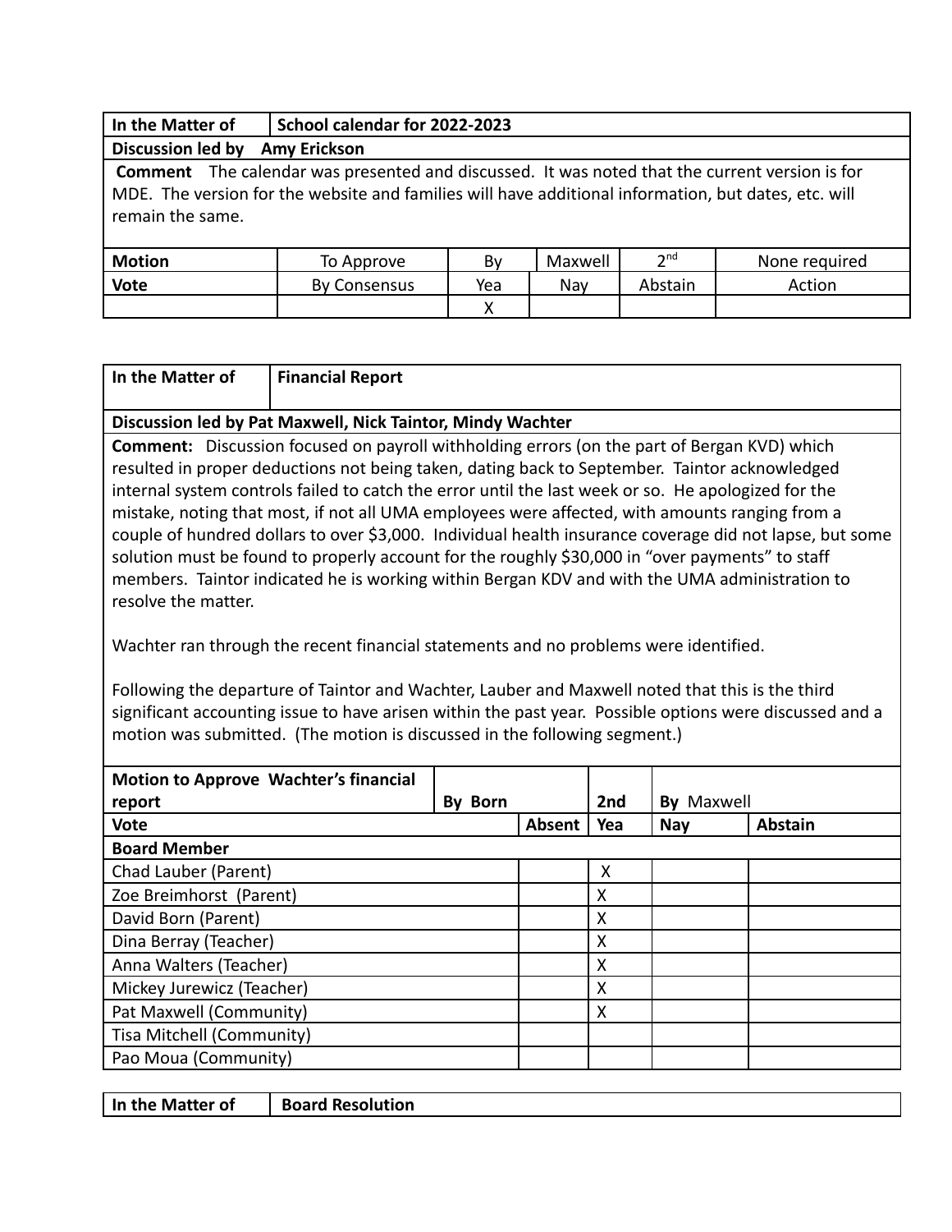| In the Matter of | School calendar for 2022-2023 | | | | |
|---|---|---|---|---|---|
| **Discussion led by** Amy Erickson | | | | | |
| **Comment** The calendar was presented and discussed. It was noted that the current version is for MDE. The version for the website and families will have additional information, but dates, etc. will remain the same. | | | | | |
| **Motion** | To Approve | By | Maxwell | 2nd | None required |
| **Vote** | By Consensus | Yea | Nay | Abstain | Action |
| | | X | | | |

| In the Matter of | Financial Report | | | | |
|---|---|---|---|---|---|
| **Discussion led by Pat Maxwell, Nick Taintor, Mindy Wachter** | | | | | |
| **Comment:** Discussion focused on payroll withholding errors (on the part of Bergan KVD) which resulted in proper deductions not being taken, dating back to September. Taintor acknowledged internal system controls failed to catch the error until the last week or so. He apologized for the mistake, noting that most, if not all UMA employees were affected, with amounts ranging from a couple of hundred dollars to over $3,000. Individual health insurance coverage did not lapse, but some solution must be found to properly account for the roughly $30,000 in "over payments" to staff members. Taintor indicated he is working within Bergan KDV and with the UMA administration to resolve the matter.<br><br>Wachter ran through the recent financial statements and no problems were identified.<br><br>Following the departure of Taintor and Wachter, Lauber and Maxwell noted that this is the third significant accounting issue to have arisen within the past year. Possible options were discussed and a motion was submitted. (The motion is discussed in the following segment.) | | | | | |
| **Motion to Approve Wachter's financial report** | **By** Born | | **2nd** | **By** Maxwell | |
| **Vote** | | **Absent** | **Yea** | **Nay** | **Abstain** |
| **Board Member** | | | | | |
| Chad Lauber (Parent) | | | X | | |
| Zoe Breimhorst (Parent) | | | X | | |
| David Born (Parent) | | | X | | |
| Dina Berray (Teacher) | | | X | | |
| Anna Walters (Teacher) | | | X | | |
| Mickey Jurewicz (Teacher) | | | X | | |
| Pat Maxwell (Community) | | | X | | |
| Tisa Mitchell (Community) | | | | | |
| Pao Moua (Community) | | | | | |

| In the Matter of | Board Resolution |
|---|---|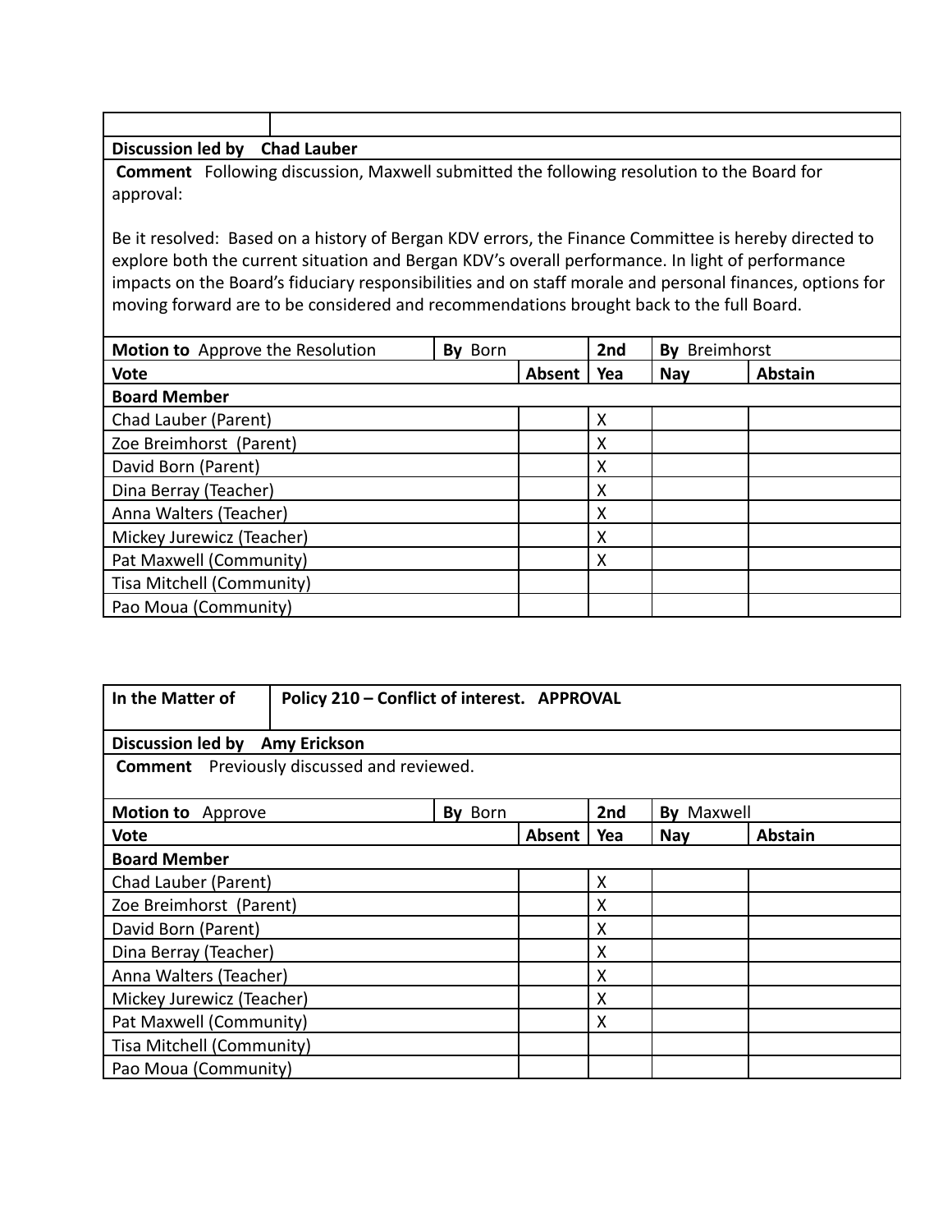| | |
|---|---|
| **Discussion led by** Chad Lauber | |

**Comment** Following discussion, Maxwell submitted the following resolution to the Board for approval:

Be it resolved: Based on a history of Bergan KDV errors, the Finance Committee is hereby directed to explore both the current situation and Bergan KDV's overall performance. In light of performance impacts on the Board's fiduciary responsibilities and on staff morale and personal finances, options for moving forward are to be considered and recommendations brought back to the full Board.

| **Motion to** Approve the Resolution | **By** Born | **2nd** | **By** Breimhorst |
|---|---|---|---|

| **Vote** | **Absent** | **Yea** | **Nay** | **Abstain** |
|---|---|---|---|---|
| **Board Member** | | | | |
| Chad Lauber (Parent) | | X | | |
| Zoe Breimhorst (Parent) | | X | | |
| David Born (Parent) | | X | | |
| Dina Berray (Teacher) | | X | | |
| Anna Walters (Teacher) | | X | | |
| Mickey Jurewicz (Teacher) | | X | | |
| Pat Maxwell (Community) | | X | | |
| Tisa Mitchell (Community) | | | | |
| Pao Moua (Community) | | | | |

| **In the Matter of** | **Policy 210 – Conflict of interest. APPROVAL** |
|---|---|
| **Discussion led by** Amy Erickson | |
| **Comment** Previously discussed and reviewed. | |

| **Motion to** Approve | **By** Born | **2nd** | **By** Maxwell |
|---|---|---|---|

| **Vote** | **Absent** | **Yea** | **Nay** | **Abstain** |
|---|---|---|---|---|
| **Board Member** | | | | |
| Chad Lauber (Parent) | | X | | |
| Zoe Breimhorst (Parent) | | X | | |
| David Born (Parent) | | X | | |
| Dina Berray (Teacher) | | X | | |
| Anna Walters (Teacher) | | X | | |
| Mickey Jurewicz (Teacher) | | X | | |
| Pat Maxwell (Community) | | X | | |
| Tisa Mitchell (Community) | | | | |
| Pao Moua (Community) | | | | |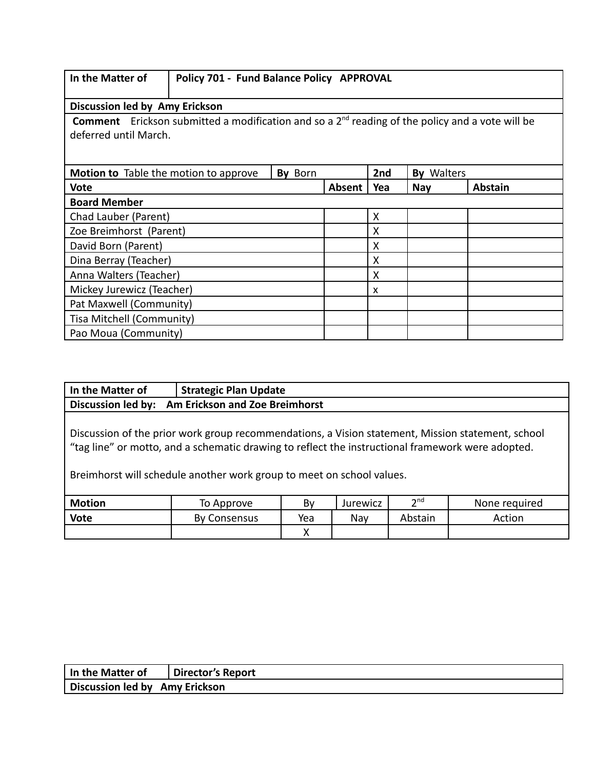| In the Matter of | Policy 701 - Fund Balance Policy APPROVAL | | | | |
|---|---|---|---|---|---|
| **Discussion led by Amy Erickson** | | | | | |
| **Comment** Erickson submitted a modification and so a 2nd reading of the policy and a vote will be deferred until March. | | | | | |
| **Motion to** Table the motion to approve | **By** Born | | **2nd** | **By** Walters | |
| **Vote** | | **Absent** | **Yea** | **Nay** | **Abstain** |
| **Board Member** | | | | | |
| Chad Lauber (Parent) | | | X | | |
| Zoe Breimhorst (Parent) | | | X | | |
| David Born (Parent) | | | X | | |
| Dina Berray (Teacher) | | | X | | |
| Anna Walters (Teacher) | | | X | | |
| Mickey Jurewicz (Teacher) | | | x | | |
| Pat Maxwell (Community) | | | | | |
| Tisa Mitchell (Community) | | | | | |
| Pao Moua (Community) | | | | | |

| In the Matter of | Strategic Plan Update | | | | |
|---|---|---|---|---|---|
| **Discussion led by: Am Erickson and Zoe Breimhorst** | | | | | |
| Discussion of the prior work group recommendations, a Vision statement, Mission statement, school "tag line" or motto, and a schematic drawing to reflect the instructional framework were adopted. Breimhorst will schedule another work group to meet on school values. | | | | | |
| **Motion** | To Approve | By | Jurewicz | 2nd | None required |
| **Vote** | By Consensus | Yea | Nay | Abstain | Action |
| | | X | | | |

| In the Matter of | Director's Report |
|---|---|
| **Discussion led by Amy Erickson** | |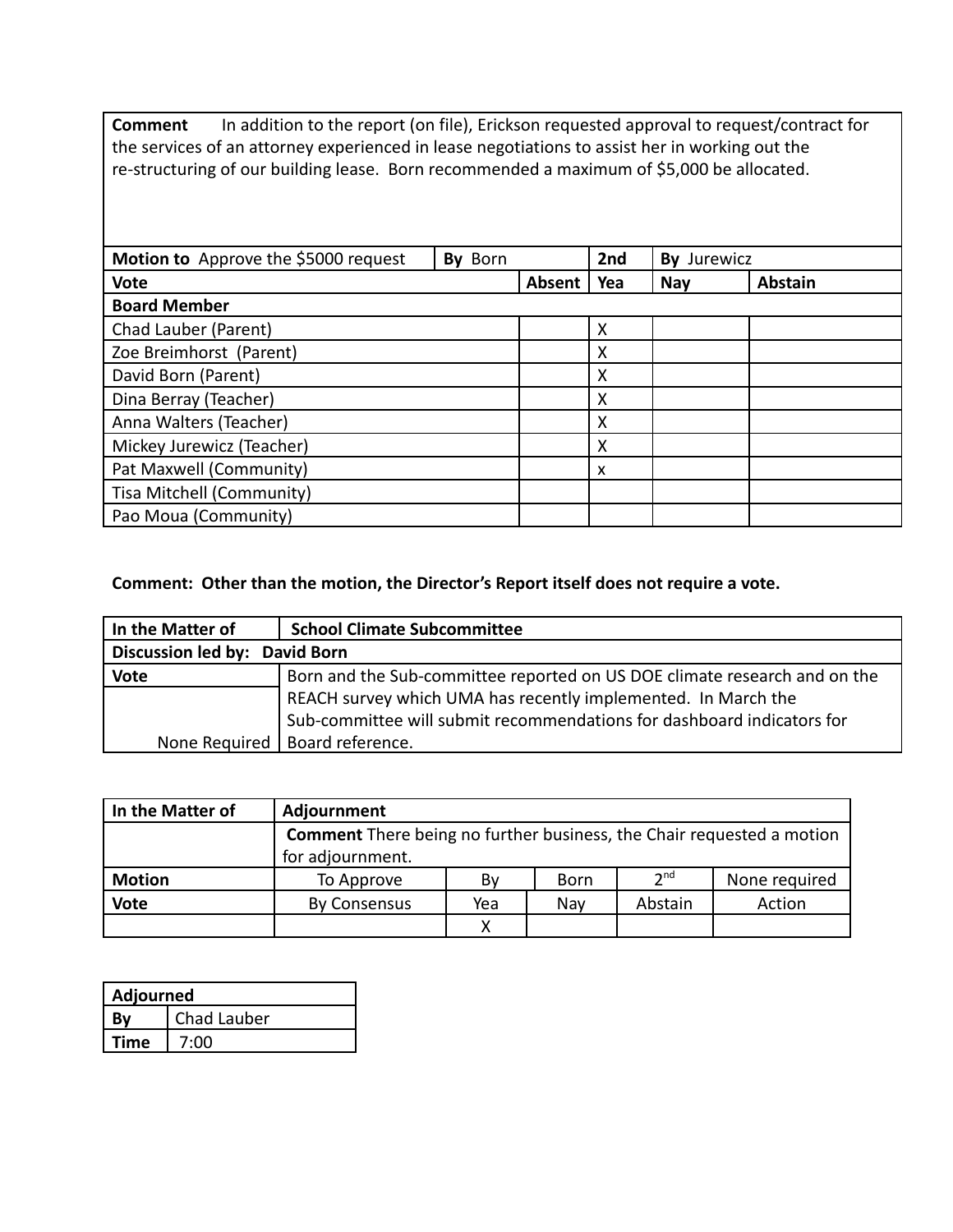| | | | | |
|---|---|---|---|---|
| **Comment** In addition to the report (on file), Erickson requested approval to request/contract for the services of an attorney experienced in lease negotiations to assist her in working out the re-structuring of our building lease. Born recommended a maximum of $5,000 be allocated. | | | | |
| **Motion to** Approve the $5000 request | **By** Born | **2nd** | **By** Jurewicz | |
| **Vote** | **Absent** | **Yea** | **Nay** | **Abstain** |
| **Board Member** | | | | |
| Chad Lauber (Parent) | | X | | |
| Zoe Breimhorst (Parent) | | X | | |
| David Born (Parent) | | X | | |
| Dina Berray (Teacher) | | X | | |
| Anna Walters (Teacher) | | X | | |
| Mickey Jurewicz (Teacher) | | X | | |
| Pat Maxwell (Community) | | x | | |
| Tisa Mitchell (Community) | | | | |
| Pao Moua (Community) | | | | |

**Comment: Other than the motion, the Director's Report itself does not require a vote.**

| **In the Matter of** | **School Climate Subcommittee** |
|---|---|
| **Discussion led by: David Born** | |
| **Vote** | Born and the Sub-committee reported on US DOE climate research and on the REACH survey which UMA has recently implemented. In March the Sub-committee will submit recommendations for dashboard indicators for Board reference. |
| None Required | |

| **In the Matter of** | **Adjournment** | | | | |
|---|---|---|---|---|---|
| | **Comment** There being no further business, the Chair requested a motion for adjournment. | | | | |
| **Motion** | To Approve | By | Born | 2nd | None required |
| **Vote** | By Consensus | Yea | Nay | Abstain | Action |
| | | X | | | |

| **Adjourned** | |
|---|---|
| **By** | Chad Lauber |
| **Time** | 7:00 |